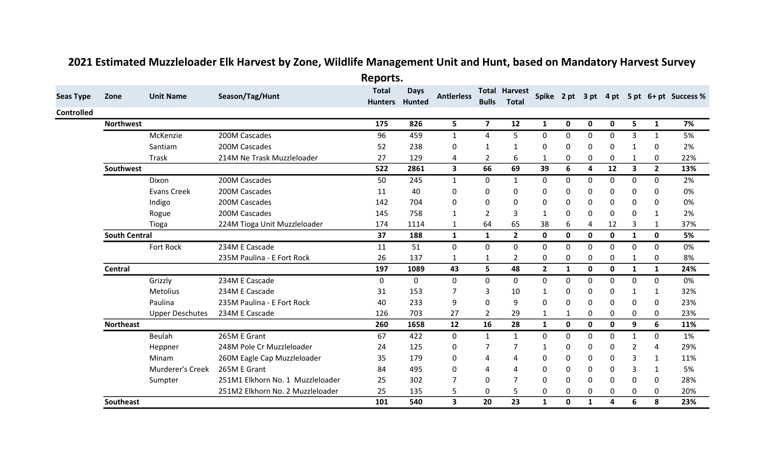# 2021 Estimated Muzzleloader Elk Harvest by Zone, Wildlife Management Unit and Hunt, based on Mandatory Harvest Survey Reports.

| Seas Type | Zone | Unit Name | Season/Tag/Hunt | Total Hunters | Days Hunted | Antlerless | Total Bulls | Harvest Total | Spike | 2 pt | 3 pt | 4 pt | 5 pt | 6+ pt | Success % |
|---|---|---|---|---|---|---|---|---|---|---|---|---|---|---|---|
| **Controlled** | | | | | | | | | | | | | | | |
| | **Northwest** | | | **175** | **826** | **5** | **7** | **12** | **1** | **0** | **0** | **0** | **5** | **1** | **7%** |
| | | McKenzie | 200M Cascades | 96 | 459 | 1 | 4 | 5 | 0 | 0 | 0 | 0 | 3 | 1 | 5% |
| | | Santiam | 200M Cascades | 52 | 238 | 0 | 1 | 1 | 0 | 0 | 0 | 0 | 1 | 0 | 2% |
| | | Trask | 214M Ne Trask Muzzleloader | 27 | 129 | 4 | 2 | 6 | 1 | 0 | 0 | 0 | 1 | 0 | 22% |
| | **Southwest** | | | **522** | **2861** | **3** | **66** | **69** | **39** | **6** | **4** | **12** | **3** | **2** | **13%** |
| | | Dixon | 200M Cascades | 50 | 245 | 1 | 0 | 1 | 0 | 0 | 0 | 0 | 0 | 0 | 2% |
| | | Evans Creek | 200M Cascades | 11 | 40 | 0 | 0 | 0 | 0 | 0 | 0 | 0 | 0 | 0 | 0% |
| | | Indigo | 200M Cascades | 142 | 704 | 0 | 0 | 0 | 0 | 0 | 0 | 0 | 0 | 0 | 0% |
| | | Rogue | 200M Cascades | 145 | 758 | 1 | 2 | 3 | 1 | 0 | 0 | 0 | 0 | 1 | 2% |
| | | Tioga | 224M Tioga Unit Muzzleloader | 174 | 1114 | 1 | 64 | 65 | 38 | 6 | 4 | 12 | 3 | 1 | 37% |
| | **South Central** | | | **37** | **188** | **1** | **1** | **2** | **0** | **0** | **0** | **0** | **1** | **0** | **5%** |
| | | Fort Rock | 234M E Cascade | 11 | 51 | 0 | 0 | 0 | 0 | 0 | 0 | 0 | 0 | 0 | 0% |
| | | | 235M Paulina - E Fort Rock | 26 | 137 | 1 | 1 | 2 | 0 | 0 | 0 | 0 | 1 | 0 | 8% |
| | **Central** | | | **197** | **1089** | **43** | **5** | **48** | **2** | **1** | **0** | **0** | **1** | **1** | **24%** |
| | | Grizzly | 234M E Cascade | 0 | 0 | 0 | 0 | 0 | 0 | 0 | 0 | 0 | 0 | 0 | 0% |
| | | Metolius | 234M E Cascade | 31 | 153 | 7 | 3 | 10 | 1 | 0 | 0 | 0 | 1 | 1 | 32% |
| | | Paulina | 235M Paulina - E Fort Rock | 40 | 233 | 9 | 0 | 9 | 0 | 0 | 0 | 0 | 0 | 0 | 23% |
| | | Upper Deschutes | 234M E Cascade | 126 | 703 | 27 | 2 | 29 | 1 | 1 | 0 | 0 | 0 | 0 | 23% |
| | **Northeast** | | | **260** | **1658** | **12** | **16** | **28** | **1** | **0** | **0** | **0** | **9** | **6** | **11%** |
| | | Beulah | 265M E Grant | 67 | 422 | 0 | 1 | 1 | 0 | 0 | 0 | 0 | 1 | 0 | 1% |
| | | Heppner | 248M Pole Cr Muzzleloader | 24 | 125 | 0 | 7 | 7 | 1 | 0 | 0 | 0 | 2 | 4 | 29% |
| | | Minam | 260M Eagle Cap Muzzleloader | 35 | 179 | 0 | 4 | 4 | 0 | 0 | 0 | 0 | 3 | 1 | 11% |
| | | Murderer's Creek | 265M E Grant | 84 | 495 | 0 | 4 | 4 | 0 | 0 | 0 | 0 | 3 | 1 | 5% |
| | | Sumpter | 251M1 Elkhorn No. 1 Muzzleloader | 25 | 302 | 7 | 0 | 7 | 0 | 0 | 0 | 0 | 0 | 0 | 28% |
| | | | 251M2 Elkhorn No. 2 Muzzleloader | 25 | 135 | 5 | 0 | 5 | 0 | 0 | 0 | 0 | 0 | 0 | 20% |
| | **Southeast** | | | **101** | **540** | **3** | **20** | **23** | **1** | **0** | **1** | **4** | **6** | **8** | **23%** |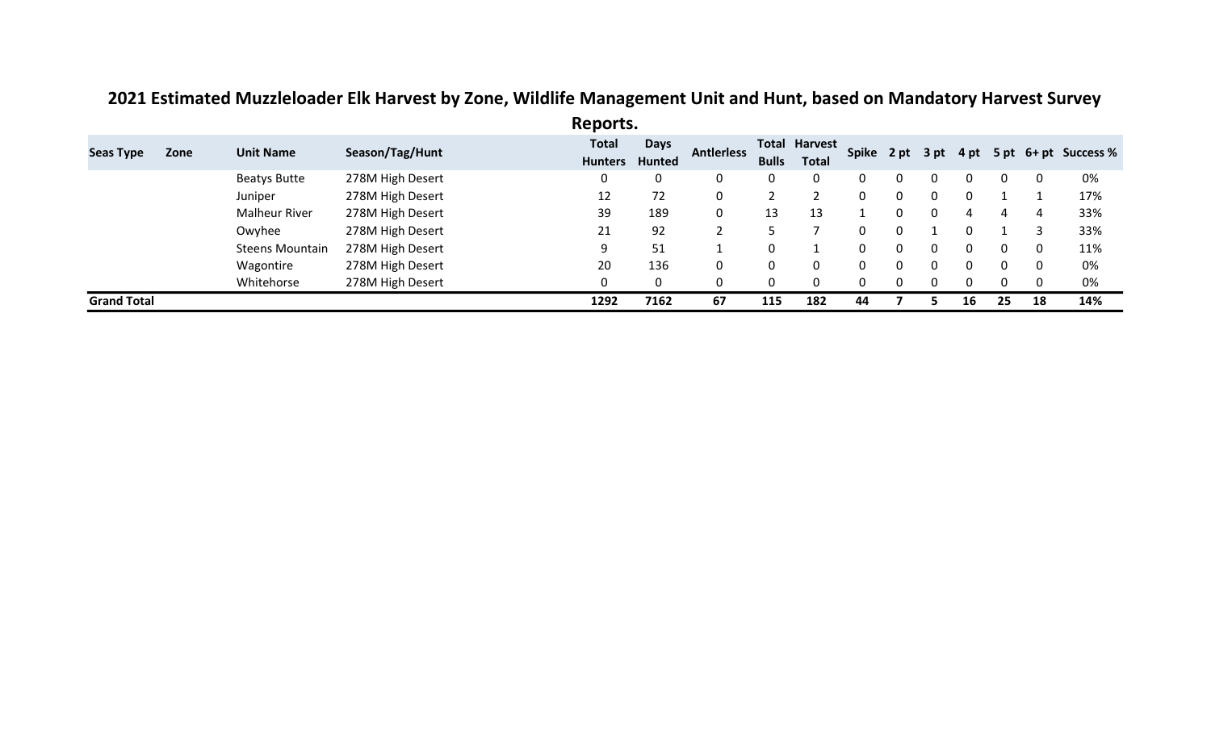## 2021 Estimated Muzzleloader Elk Harvest by Zone, Wildlife Management Unit and Hunt, based on Mandatory Harvest Survey Reports.

| Seas Type | Zone | Unit Name | Season/Tag/Hunt | Total Hunters | Days Hunted | Antlerless | Total Bulls | Harvest Total | Spike | 2 pt | 3 pt | 4 pt | 5 pt | 6+ pt | Success % |
|---|---|---|---|---|---|---|---|---|---|---|---|---|---|---|---|
| | | Beatys Butte | 278M High Desert | 0 | 0 | 0 | 0 | 0 | 0 | 0 | 0 | 0 | 0 | 0 | 0% |
| | | Juniper | 278M High Desert | 12 | 72 | 0 | 2 | 2 | 0 | 0 | 0 | 0 | 1 | 1 | 17% |
| | | Malheur River | 278M High Desert | 39 | 189 | 0 | 13 | 13 | 1 | 0 | 0 | 4 | 4 | 4 | 33% |
| | | Owyhee | 278M High Desert | 21 | 92 | 2 | 5 | 7 | 0 | 0 | 1 | 0 | 1 | 3 | 33% |
| | | Steens Mountain | 278M High Desert | 9 | 51 | 1 | 0 | 1 | 0 | 0 | 0 | 0 | 0 | 0 | 11% |
| | | Wagontire | 278M High Desert | 20 | 136 | 0 | 0 | 0 | 0 | 0 | 0 | 0 | 0 | 0 | 0% |
| | | Whitehorse | 278M High Desert | 0 | 0 | 0 | 0 | 0 | 0 | 0 | 0 | 0 | 0 | 0 | 0% |
| **Grand Total** | | | | **1292** | **7162** | **67** | **115** | **182** | **44** | **7** | **5** | **16** | **25** | **18** | **14%** |